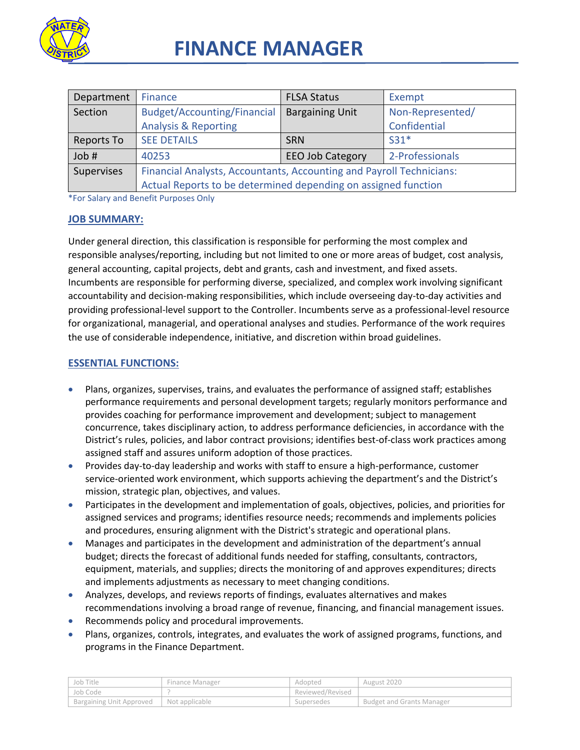# FINANCE MANAGER

| Department | Finance | FLSA Status | Exempt |
|---|---|---|---|
| Section | Budget/Accounting/Financial Analysis & Reporting | Bargaining Unit | Non-Represented/ Confidential |
| Reports To | SEE DETAILS | SRN | S31* |
| Job # | 40253 | EEO Job Category | 2-Professionals |
| Supervises | Financial Analysts, Accountants, Accounting and Payroll Technicians: Actual Reports to be determined depending on assigned function | | |

*For Salary and Benefit Purposes Only

## JOB SUMMARY:

Under general direction, this classification is responsible for performing the most complex and responsible analyses/reporting, including but not limited to one or more areas of budget, cost analysis, general accounting, capital projects, debt and grants, cash and investment, and fixed assets. Incumbents are responsible for performing diverse, specialized, and complex work involving significant accountability and decision-making responsibilities, which include overseeing day-to-day activities and providing professional-level support to the Controller. Incumbents serve as a professional-level resource for organizational, managerial, and operational analyses and studies. Performance of the work requires the use of considerable independence, initiative, and discretion within broad guidelines.

## ESSENTIAL FUNCTIONS:

- Plans, organizes, supervises, trains, and evaluates the performance of assigned staff; establishes performance requirements and personal development targets; regularly monitors performance and provides coaching for performance improvement and development; subject to management concurrence, takes disciplinary action, to address performance deficiencies, in accordance with the District's rules, policies, and labor contract provisions; identifies best-of-class work practices among assigned staff and assures uniform adoption of those practices.
- Provides day-to-day leadership and works with staff to ensure a high-performance, customer service-oriented work environment, which supports achieving the department's and the District's mission, strategic plan, objectives, and values.
- Participates in the development and implementation of goals, objectives, policies, and priorities for assigned services and programs; identifies resource needs; recommends and implements policies and procedures, ensuring alignment with the District's strategic and operational plans.
- Manages and participates in the development and administration of the department's annual budget; directs the forecast of additional funds needed for staffing, consultants, contractors, equipment, materials, and supplies; directs the monitoring of and approves expenditures; directs and implements adjustments as necessary to meet changing conditions.
- Analyzes, develops, and reviews reports of findings, evaluates alternatives and makes recommendations involving a broad range of revenue, financing, and financial management issues.
- Recommends policy and procedural improvements.
- Plans, organizes, controls, integrates, and evaluates the work of assigned programs, functions, and programs in the Finance Department.

| Job Title | Finance Manager | Adopted | August 2020 |
|---|---|---|---|
| Job Code | ? | Reviewed/Revised | |
| Bargaining Unit Approved | Not applicable | Supersedes | Budget and Grants Manager |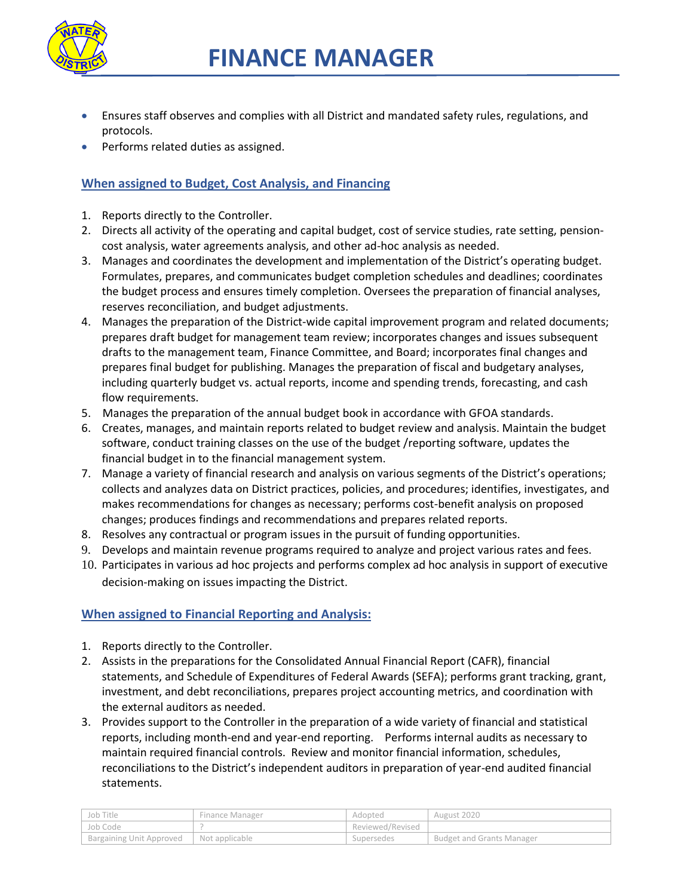- Ensures staff observes and complies with all District and mandated safety rules, regulations, and protocols.
- Performs related duties as assigned.

### When assigned to Budget, Cost Analysis, and Financing

1. Reports directly to the Controller.
2. Directs all activity of the operating and capital budget, cost of service studies, rate setting, pension-cost analysis, water agreements analysis, and other ad-hoc analysis as needed.
3. Manages and coordinates the development and implementation of the District's operating budget. Formulates, prepares, and communicates budget completion schedules and deadlines; coordinates the budget process and ensures timely completion. Oversees the preparation of financial analyses, reserves reconciliation, and budget adjustments.
4. Manages the preparation of the District-wide capital improvement program and related documents; prepares draft budget for management team review; incorporates changes and issues subsequent drafts to the management team, Finance Committee, and Board; incorporates final changes and prepares final budget for publishing. Manages the preparation of fiscal and budgetary analyses, including quarterly budget vs. actual reports, income and spending trends, forecasting, and cash flow requirements.
5. Manages the preparation of the annual budget book in accordance with GFOA standards.
6. Creates, manages, and maintain reports related to budget review and analysis. Maintain the budget software, conduct training classes on the use of the budget /reporting software, updates the financial budget in to the financial management system.
7. Manage a variety of financial research and analysis on various segments of the District's operations; collects and analyzes data on District practices, policies, and procedures; identifies, investigates, and makes recommendations for changes as necessary; performs cost-benefit analysis on proposed changes; produces findings and recommendations and prepares related reports.
8. Resolves any contractual or program issues in the pursuit of funding opportunities.
9. Develops and maintain revenue programs required to analyze and project various rates and fees.
10. Participates in various ad hoc projects and performs complex ad hoc analysis in support of executive decision-making on issues impacting the District.

### When assigned to Financial Reporting and Analysis:

1. Reports directly to the Controller.
2. Assists in the preparations for the Consolidated Annual Financial Report (CAFR), financial statements, and Schedule of Expenditures of Federal Awards (SEFA); performs grant tracking, grant, investment, and debt reconciliations, prepares project accounting metrics, and coordination with the external auditors as needed.
3. Provides support to the Controller in the preparation of a wide variety of financial and statistical reports, including month-end and year-end reporting. Performs internal audits as necessary to maintain required financial controls. Review and monitor financial information, schedules, reconciliations to the District's independent auditors in preparation of year-end audited financial statements.

| Job Title | Finance Manager | Adopted | August 2020 |
|---|---|---|---|
| Job Code | ? | Reviewed/Revised | |
| Bargaining Unit Approved | Not applicable | Supersedes | Budget and Grants Manager |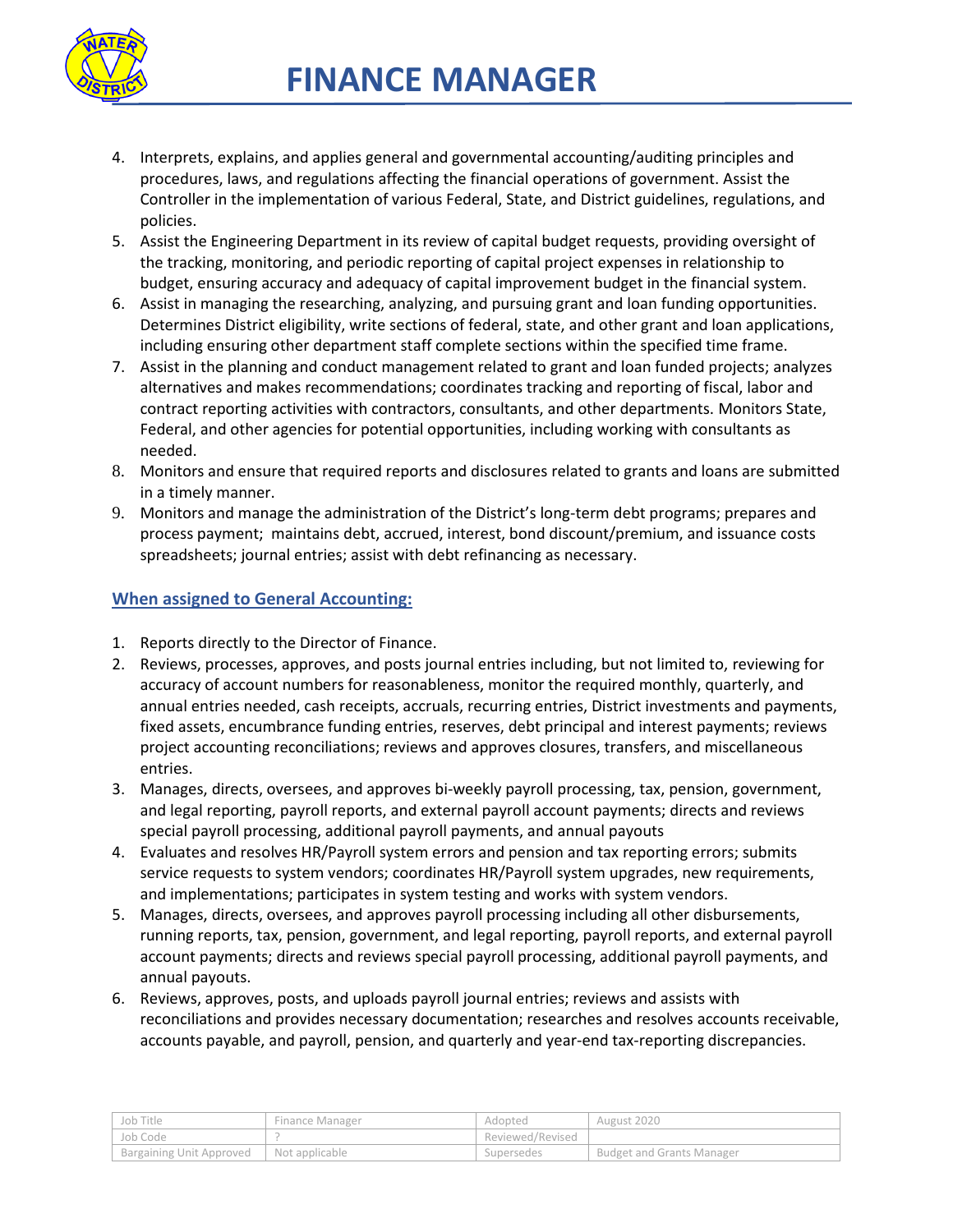4. Interprets, explains, and applies general and governmental accounting/auditing principles and procedures, laws, and regulations affecting the financial operations of government. Assist the Controller in the implementation of various Federal, State, and District guidelines, regulations, and policies.
5. Assist the Engineering Department in its review of capital budget requests, providing oversight of the tracking, monitoring, and periodic reporting of capital project expenses in relationship to budget, ensuring accuracy and adequacy of capital improvement budget in the financial system.
6. Assist in managing the researching, analyzing, and pursuing grant and loan funding opportunities. Determines District eligibility, write sections of federal, state, and other grant and loan applications, including ensuring other department staff complete sections within the specified time frame.
7. Assist in the planning and conduct management related to grant and loan funded projects; analyzes alternatives and makes recommendations; coordinates tracking and reporting of fiscal, labor and contract reporting activities with contractors, consultants, and other departments. Monitors State, Federal, and other agencies for potential opportunities, including working with consultants as needed.
8. Monitors and ensure that required reports and disclosures related to grants and loans are submitted in a timely manner.
9. Monitors and manage the administration of the District's long-term debt programs; prepares and process payment; maintains debt, accrued, interest, bond discount/premium, and issuance costs spreadsheets; journal entries; assist with debt refinancing as necessary.

## When assigned to General Accounting:

1. Reports directly to the Director of Finance.
2. Reviews, processes, approves, and posts journal entries including, but not limited to, reviewing for accuracy of account numbers for reasonableness, monitor the required monthly, quarterly, and annual entries needed, cash receipts, accruals, recurring entries, District investments and payments, fixed assets, encumbrance funding entries, reserves, debt principal and interest payments; reviews project accounting reconciliations; reviews and approves closures, transfers, and miscellaneous entries.
3. Manages, directs, oversees, and approves bi-weekly payroll processing, tax, pension, government, and legal reporting, payroll reports, and external payroll account payments; directs and reviews special payroll processing, additional payroll payments, and annual payouts
4. Evaluates and resolves HR/Payroll system errors and pension and tax reporting errors; submits service requests to system vendors; coordinates HR/Payroll system upgrades, new requirements, and implementations; participates in system testing and works with system vendors.
5. Manages, directs, oversees, and approves payroll processing including all other disbursements, running reports, tax, pension, government, and legal reporting, payroll reports, and external payroll account payments; directs and reviews special payroll processing, additional payroll payments, and annual payouts.
6. Reviews, approves, posts, and uploads payroll journal entries; reviews and assists with reconciliations and provides necessary documentation; researches and resolves accounts receivable, accounts payable, and payroll, pension, and quarterly and year-end tax-reporting discrepancies.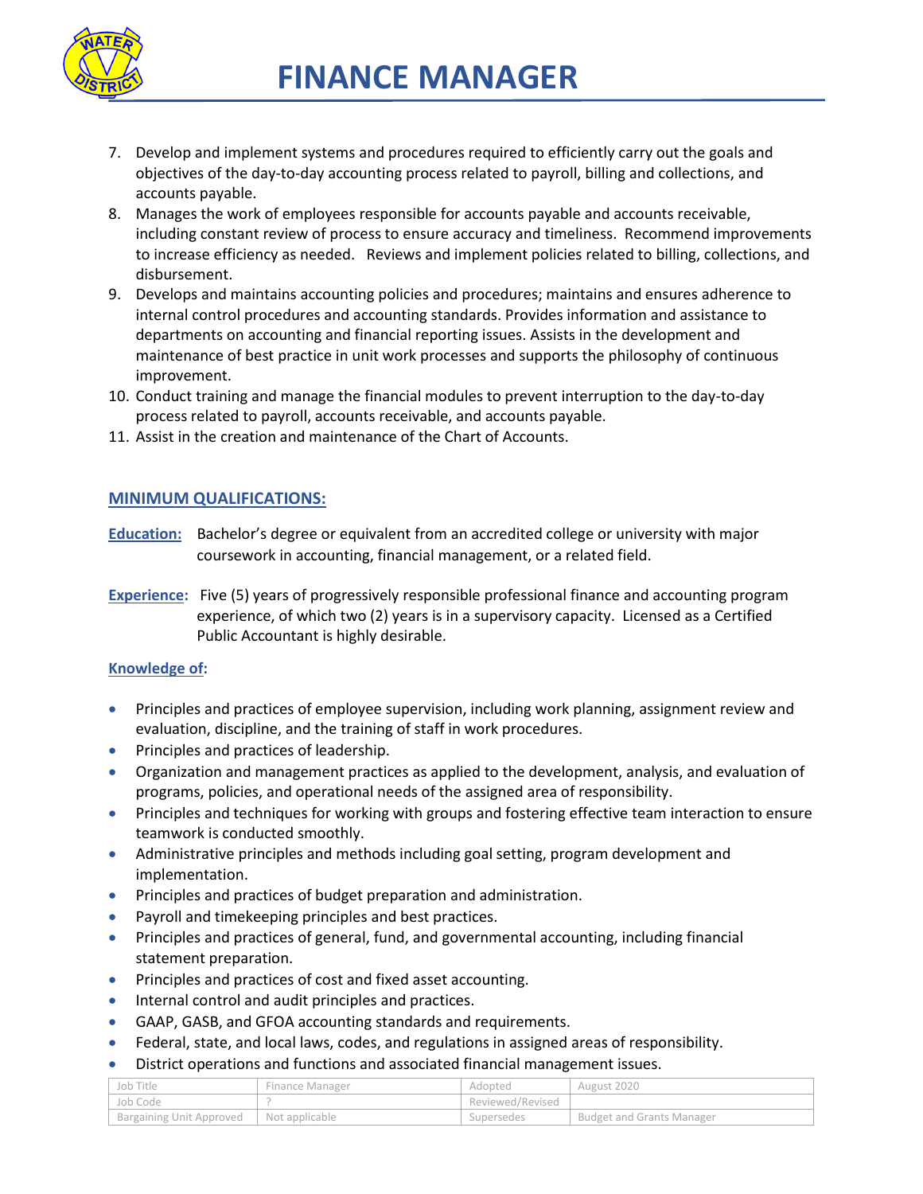# FINANCE MANAGER

7. Develop and implement systems and procedures required to efficiently carry out the goals and objectives of the day-to-day accounting process related to payroll, billing and collections, and accounts payable.
8. Manages the work of employees responsible for accounts payable and accounts receivable, including constant review of process to ensure accuracy and timeliness. Recommend improvements to increase efficiency as needed. Reviews and implement policies related to billing, collections, and disbursement.
9. Develops and maintains accounting policies and procedures; maintains and ensures adherence to internal control procedures and accounting standards. Provides information and assistance to departments on accounting and financial reporting issues. Assists in the development and maintenance of best practice in unit work processes and supports the philosophy of continuous improvement.
10. Conduct training and manage the financial modules to prevent interruption to the day-to-day process related to payroll, accounts receivable, and accounts payable.
11. Assist in the creation and maintenance of the Chart of Accounts.

## MINIMUM QUALIFICATIONS:

**Education:** Bachelor's degree or equivalent from an accredited college or university with major coursework in accounting, financial management, or a related field.

**Experience:** Five (5) years of progressively responsible professional finance and accounting program experience, of which two (2) years is in a supervisory capacity. Licensed as a Certified Public Accountant is highly desirable.

### Knowledge of:

- Principles and practices of employee supervision, including work planning, assignment review and evaluation, discipline, and the training of staff in work procedures.
- Principles and practices of leadership.
- Organization and management practices as applied to the development, analysis, and evaluation of programs, policies, and operational needs of the assigned area of responsibility.
- Principles and techniques for working with groups and fostering effective team interaction to ensure teamwork is conducted smoothly.
- Administrative principles and methods including goal setting, program development and implementation.
- Principles and practices of budget preparation and administration.
- Payroll and timekeeping principles and best practices.
- Principles and practices of general, fund, and governmental accounting, including financial statement preparation.
- Principles and practices of cost and fixed asset accounting.
- Internal control and audit principles and practices.
- GAAP, GASB, and GFOA accounting standards and requirements.
- Federal, state, and local laws, codes, and regulations in assigned areas of responsibility.
- District operations and functions and associated financial management issues.

| Job Title | Finance Manager | Adopted | August 2020 |
|---|---|---|---|
| Job Code | ? | Reviewed/Revised | |
| Bargaining Unit Approved | Not applicable | Supersedes | Budget and Grants Manager |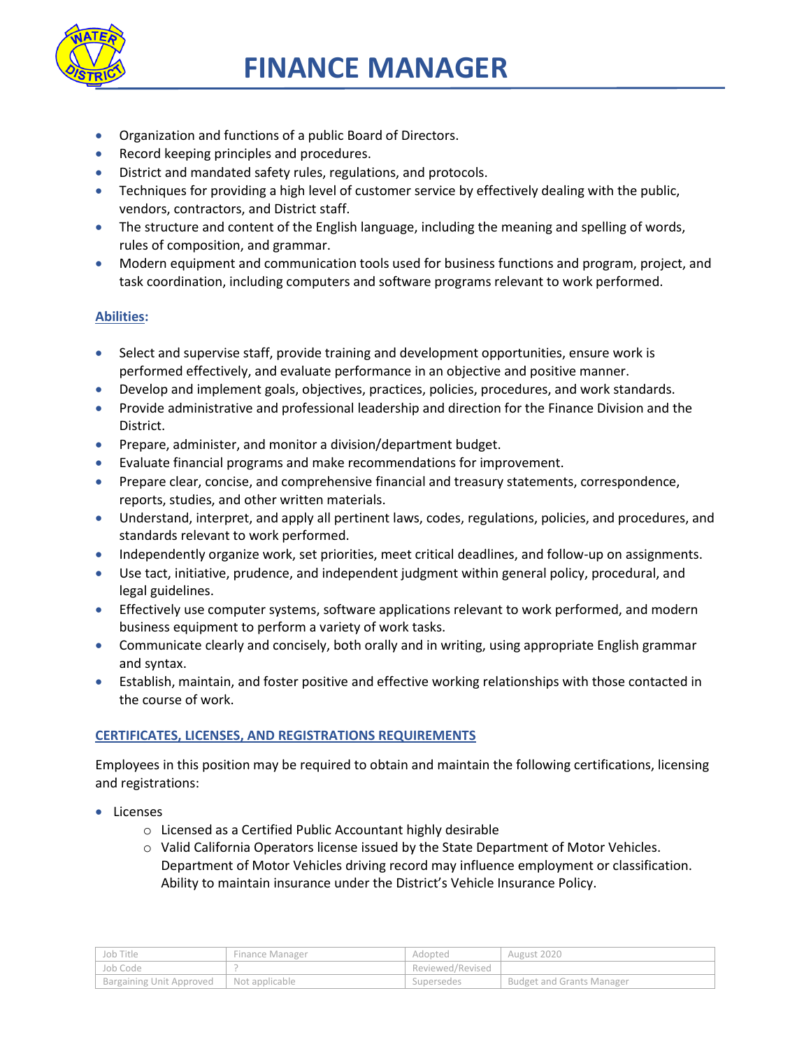- Organization and functions of a public Board of Directors.
- Record keeping principles and procedures.
- District and mandated safety rules, regulations, and protocols.
- Techniques for providing a high level of customer service by effectively dealing with the public, vendors, contractors, and District staff.
- The structure and content of the English language, including the meaning and spelling of words, rules of composition, and grammar.
- Modern equipment and communication tools used for business functions and program, project, and task coordination, including computers and software programs relevant to work performed.

**Abilities:**

- Select and supervise staff, provide training and development opportunities, ensure work is performed effectively, and evaluate performance in an objective and positive manner.
- Develop and implement goals, objectives, practices, policies, procedures, and work standards.
- Provide administrative and professional leadership and direction for the Finance Division and the District.
- Prepare, administer, and monitor a division/department budget.
- Evaluate financial programs and make recommendations for improvement.
- Prepare clear, concise, and comprehensive financial and treasury statements, correspondence, reports, studies, and other written materials.
- Understand, interpret, and apply all pertinent laws, codes, regulations, policies, and procedures, and standards relevant to work performed.
- Independently organize work, set priorities, meet critical deadlines, and follow-up on assignments.
- Use tact, initiative, prudence, and independent judgment within general policy, procedural, and legal guidelines.
- Effectively use computer systems, software applications relevant to work performed, and modern business equipment to perform a variety of work tasks.
- Communicate clearly and concisely, both orally and in writing, using appropriate English grammar and syntax.
- Establish, maintain, and foster positive and effective working relationships with those contacted in the course of work.

## CERTIFICATES, LICENSES, AND REGISTRATIONS REQUIREMENTS

Employees in this position may be required to obtain and maintain the following certifications, licensing and registrations:

- Licenses
  - Licensed as a Certified Public Accountant highly desirable
  - Valid California Operators license issued by the State Department of Motor Vehicles. Department of Motor Vehicles driving record may influence employment or classification. Ability to maintain insurance under the District's Vehicle Insurance Policy.

| Job Title | Finance Manager | Adopted | August 2020 |
|---|---|---|---|
| Job Code | ? | Reviewed/Revised | |
| Bargaining Unit Approved | Not applicable | Supersedes | Budget and Grants Manager |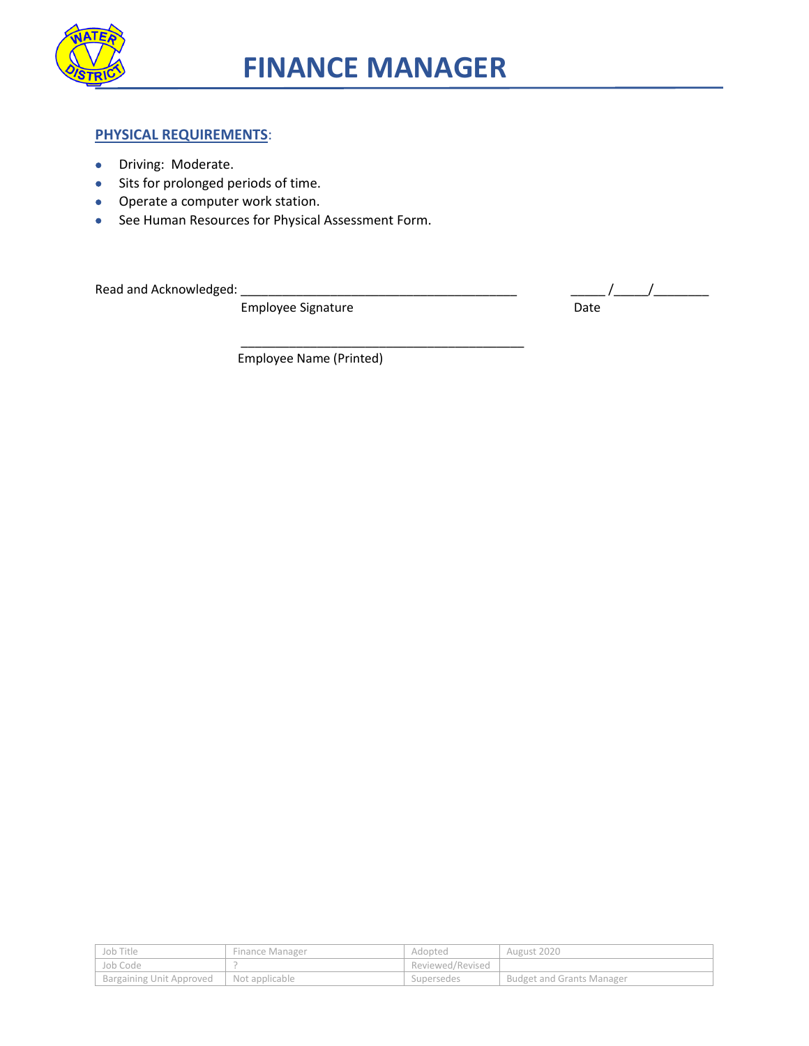# FINANCE MANAGER

**PHYSICAL REQUIREMENTS**:

- Driving: Moderate.
- Sits for prolonged periods of time.
- Operate a computer work station.
- See Human Resources for Physical Assessment Form.

Read and Acknowledged: ________________________________________ _____ /_____/________

Employee Signature Date

________________________________________

Employee Name (Printed)

| | | | |
|---|---|---|---|
| Job Title | Finance Manager | Adopted | August 2020 |
| Job Code | ? | Reviewed/Revised | |
| Bargaining Unit Approved | Not applicable | Supersedes | Budget and Grants Manager |